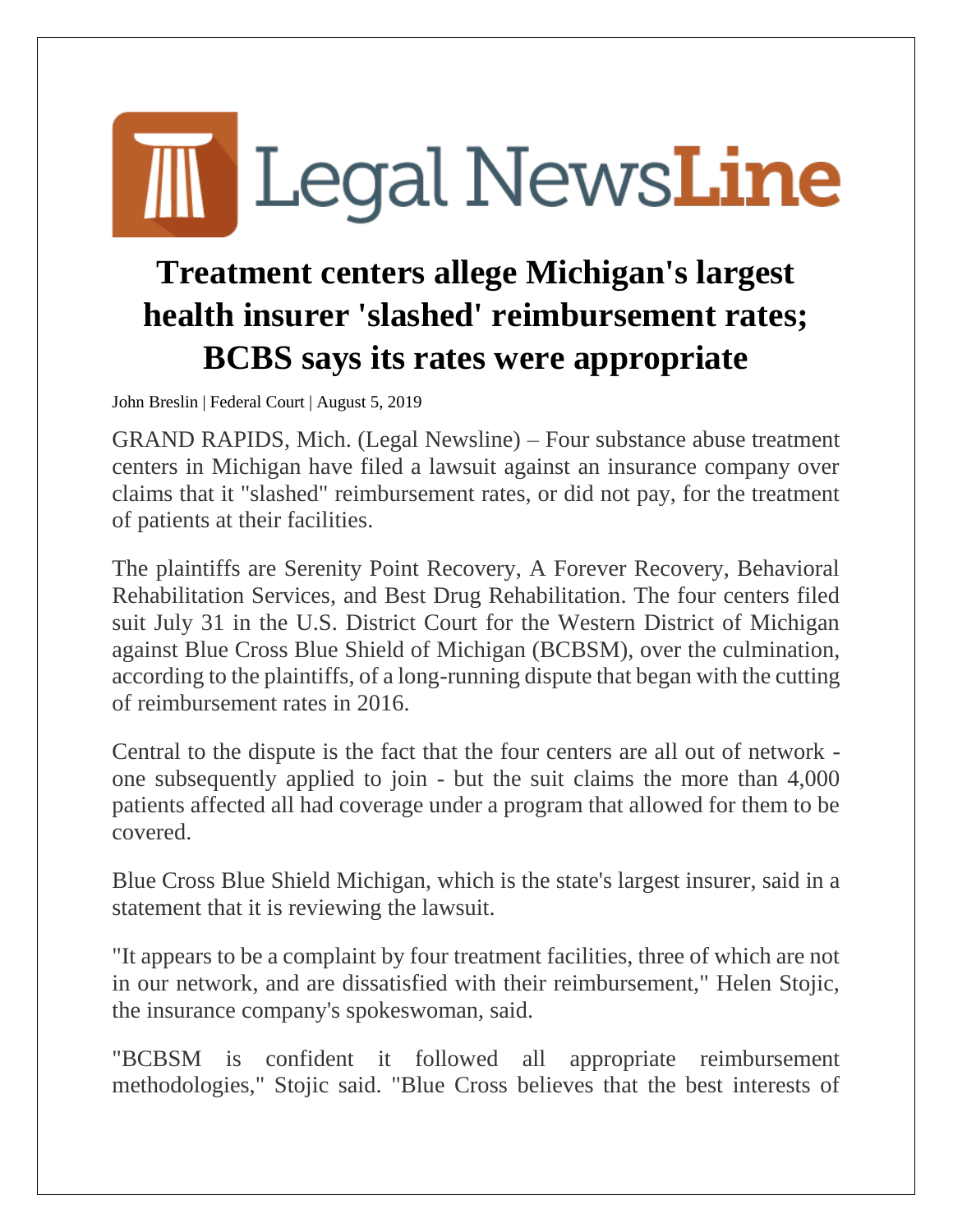Legal NewsLine

# Treatment centers allege Michigan's largest health insurer 'slashed' reimbursement rates; BCBS says its rates were appropriate

John Breslin | Federal Court | August 5, 2019

GRAND RAPIDS, Mich. (Legal Newsline) – Four substance abuse treatment centers in Michigan have filed a lawsuit against an insurance company over claims that it "slashed" reimbursement rates, or did not pay, for the treatment of patients at their facilities.

The plaintiffs are Serenity Point Recovery, A Forever Recovery, Behavioral Rehabilitation Services, and Best Drug Rehabilitation. The four centers filed suit July 31 in the U.S. District Court for the Western District of Michigan against Blue Cross Blue Shield of Michigan (BCBSM), over the culmination, according to the plaintiffs, of a long-running dispute that began with the cutting of reimbursement rates in 2016.

Central to the dispute is the fact that the four centers are all out of network - one subsequently applied to join - but the suit claims the more than 4,000 patients affected all had coverage under a program that allowed for them to be covered.

Blue Cross Blue Shield Michigan, which is the state's largest insurer, said in a statement that it is reviewing the lawsuit.

"It appears to be a complaint by four treatment facilities, three of which are not in our network, and are dissatisfied with their reimbursement," Helen Stojic, the insurance company's spokeswoman, said.

"BCBSM is confident it followed all appropriate reimbursement methodologies," Stojic said. "Blue Cross believes that the best interests of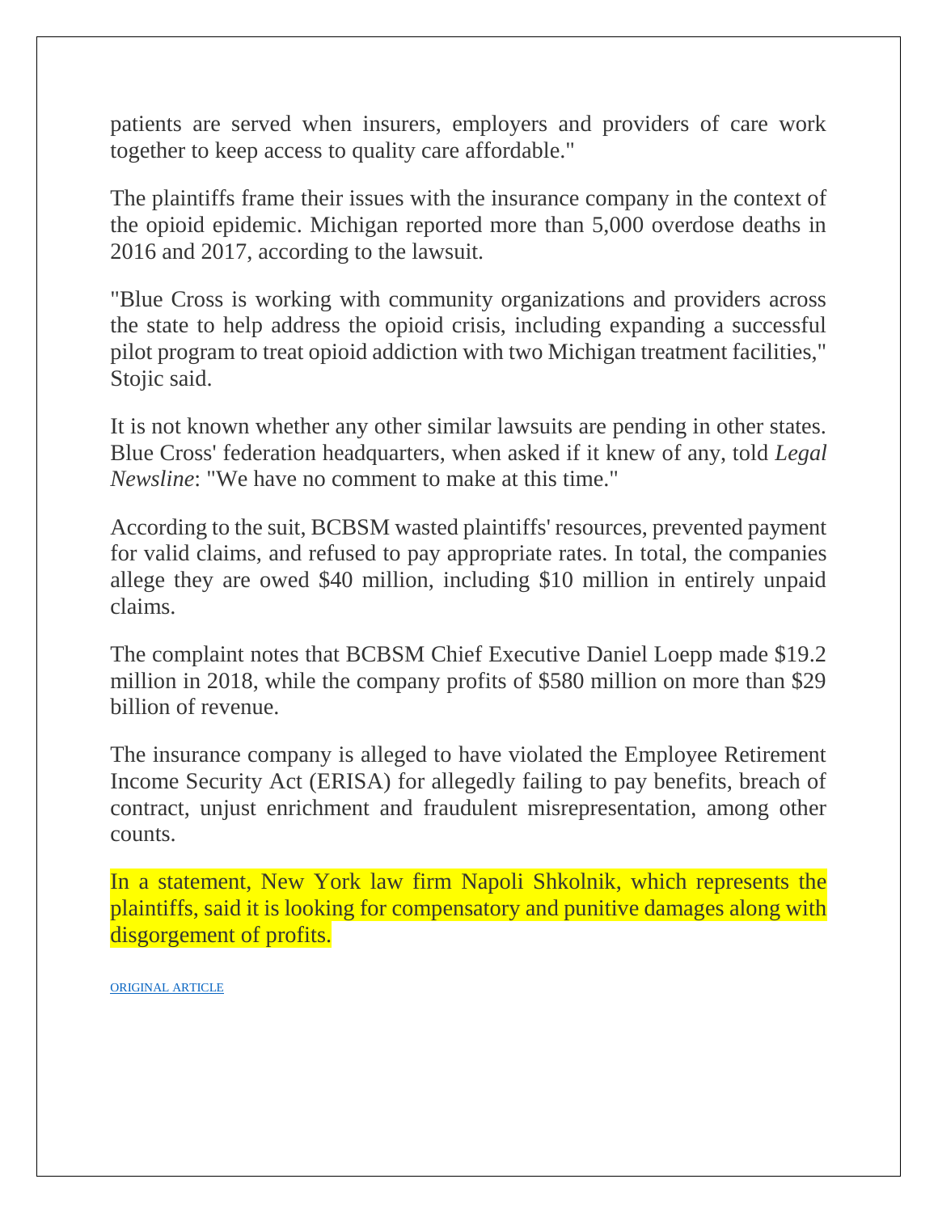patients are served when insurers, employers and providers of care work together to keep access to quality care affordable."

The plaintiffs frame their issues with the insurance company in the context of the opioid epidemic. Michigan reported more than 5,000 overdose deaths in 2016 and 2017, according to the lawsuit.

"Blue Cross is working with community organizations and providers across the state to help address the opioid crisis, including expanding a successful pilot program to treat opioid addiction with two Michigan treatment facilities," Stojic said.

It is not known whether any other similar lawsuits are pending in other states. Blue Cross' federation headquarters, when asked if it knew of any, told *Legal Newsline*: "We have no comment to make at this time."

According to the suit, BCBSM wasted plaintiffs' resources, prevented payment for valid claims, and refused to pay appropriate rates. In total, the companies allege they are owed $40 million, including $10 million in entirely unpaid claims.

The complaint notes that BCBSM Chief Executive Daniel Loepp made $19.2 million in 2018, while the company profits of $580 million on more than $29 billion of revenue.

The insurance company is alleged to have violated the Employee Retirement Income Security Act (ERISA) for allegedly failing to pay benefits, breach of contract, unjust enrichment and fraudulent misrepresentation, among other counts.

In a statement, New York law firm Napoli Shkolnik, which represents the plaintiffs, said it is looking for compensatory and punitive damages along with disgorgement of profits.

ORIGINAL ARTICLE